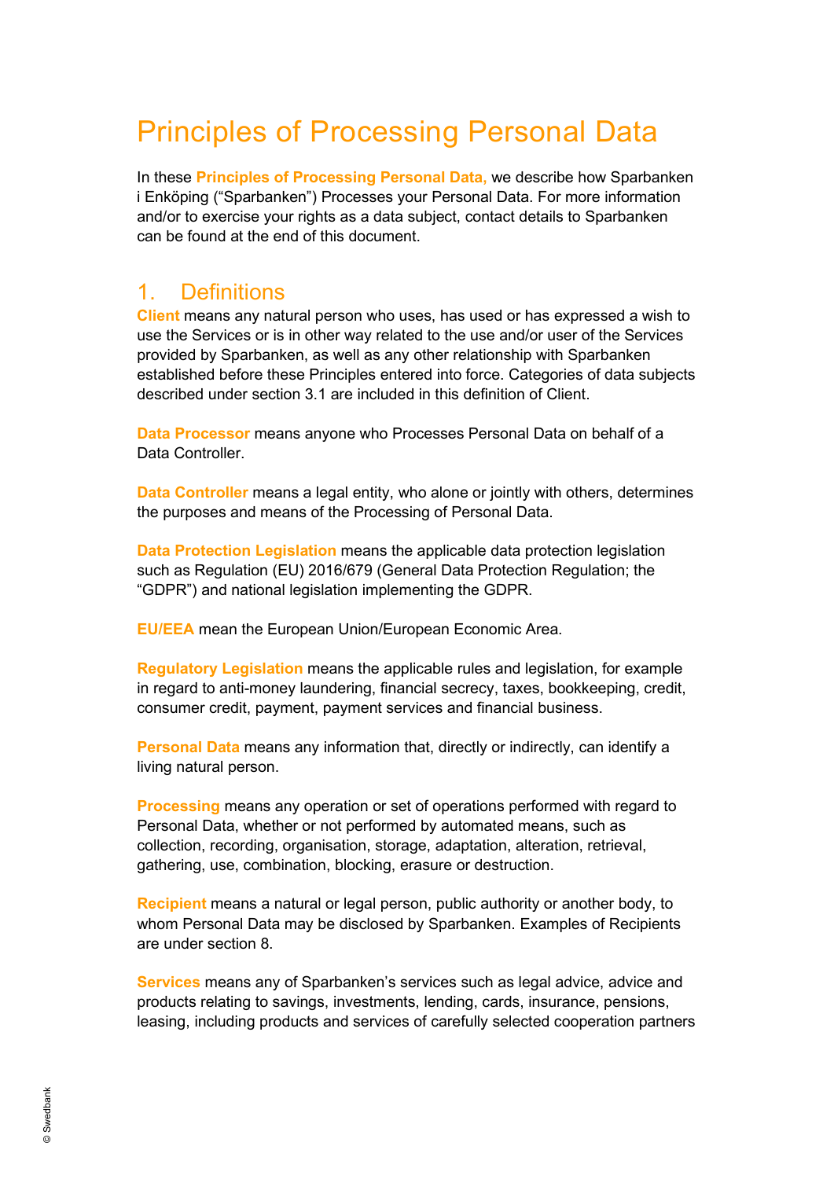# Principles of Processing Personal Data

In these **Principles of Processing Personal Data,** we describe how Sparbanken i Enköping ("Sparbanken") Processes your Personal Data. For more information and/or to exercise your rights as a data subject, contact details to Sparbanken can be found at the end of this document.

## 1. Definitions

**Client** means any natural person who uses, has used or has expressed a wish to use the Services or is in other way related to the use and/or user of the Services provided by Sparbanken, as well as any other relationship with Sparbanken established before these Principles entered into force. Categories of data subjects described under section 3.1 are included in this definition of Client.

**Data Processor** means anyone who Processes Personal Data on behalf of a Data Controller.

**Data Controller** means a legal entity, who alone or jointly with others, determines the purposes and means of the Processing of Personal Data.

**Data Protection Legislation** means the applicable data protection legislation such as Regulation (EU) 2016/679 (General Data Protection Regulation; the "GDPR") and national legislation implementing the GDPR.

**EU/EEA** mean the European Union/European Economic Area.

**Regulatory Legislation** means the applicable rules and legislation, for example in regard to anti-money laundering, financial secrecy, taxes, bookkeeping, credit, consumer credit, payment, payment services and financial business.

**Personal Data** means any information that, directly or indirectly, can identify a living natural person.

**Processing** means any operation or set of operations performed with regard to Personal Data, whether or not performed by automated means, such as collection, recording, organisation, storage, adaptation, alteration, retrieval, gathering, use, combination, blocking, erasure or destruction.

**Recipient** means a natural or legal person, public authority or another body, to whom Personal Data may be disclosed by Sparbanken. Examples of Recipients are under section 8.

**Services** means any of Sparbanken's services such as legal advice, advice and products relating to savings, investments, lending, cards, insurance, pensions, leasing, including products and services of carefully selected cooperation partners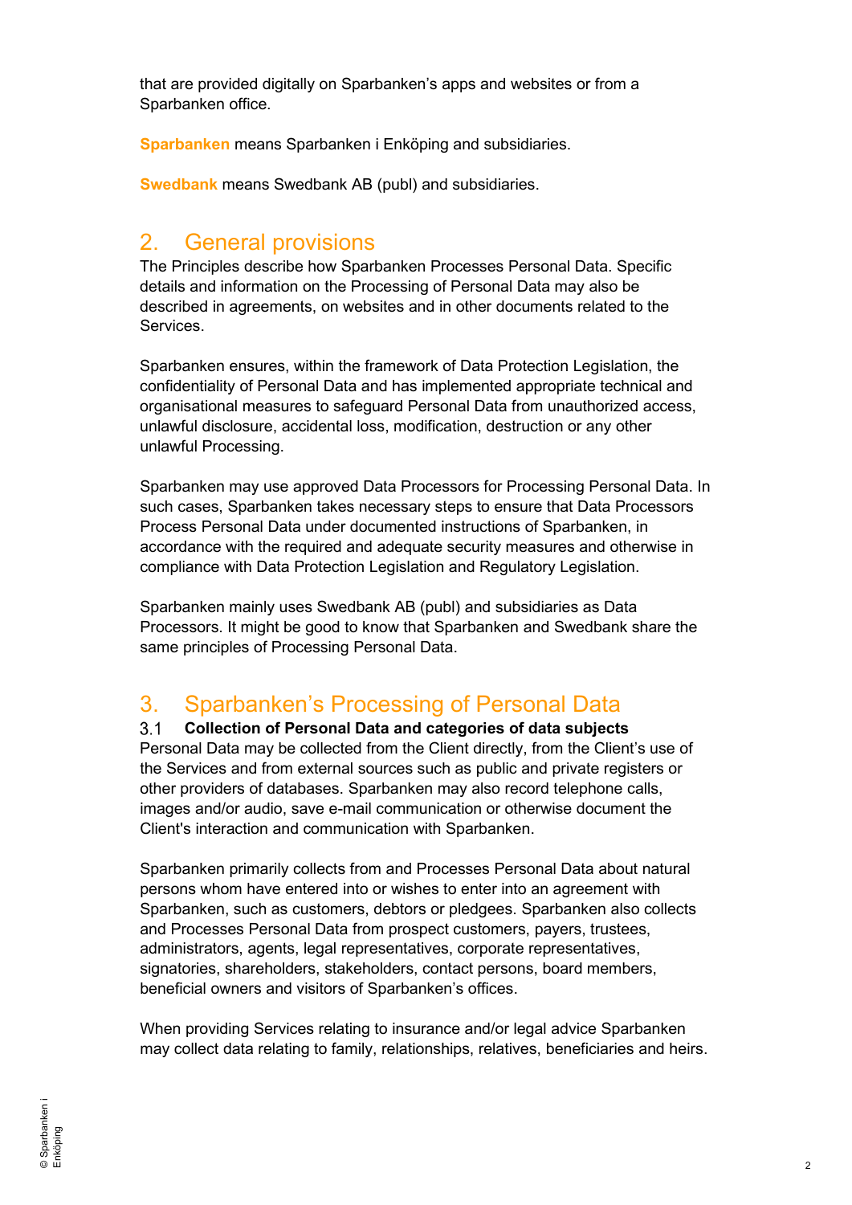that are provided digitally on Sparbanken's apps and websites or from a Sparbanken office.

**Sparbanken** means Sparbanken i Enköping and subsidiaries.

**Swedbank** means Swedbank AB (publ) and subsidiaries.

## 2. General provisions

The Principles describe how Sparbanken Processes Personal Data. Specific details and information on the Processing of Personal Data may also be described in agreements, on websites and in other documents related to the Services.

Sparbanken ensures, within the framework of Data Protection Legislation, the confidentiality of Personal Data and has implemented appropriate technical and organisational measures to safeguard Personal Data from unauthorized access, unlawful disclosure, accidental loss, modification, destruction or any other unlawful Processing.

Sparbanken may use approved Data Processors for Processing Personal Data. In such cases, Sparbanken takes necessary steps to ensure that Data Processors Process Personal Data under documented instructions of Sparbanken, in accordance with the required and adequate security measures and otherwise in compliance with Data Protection Legislation and Regulatory Legislation.

Sparbanken mainly uses Swedbank AB (publ) and subsidiaries as Data Processors. It might be good to know that Sparbanken and Swedbank share the same principles of Processing Personal Data.

## 3. Sparbanken's Processing of Personal Data

### 3.1 Collection of Personal Data and categories of data subjects

Personal Data may be collected from the Client directly, from the Client's use of the Services and from external sources such as public and private registers or other providers of databases. Sparbanken may also record telephone calls, images and/or audio, save e-mail communication or otherwise document the Client's interaction and communication with Sparbanken.

Sparbanken primarily collects from and Processes Personal Data about natural persons whom have entered into or wishes to enter into an agreement with Sparbanken, such as customers, debtors or pledgees. Sparbanken also collects and Processes Personal Data from prospect customers, payers, trustees, administrators, agents, legal representatives, corporate representatives, signatories, shareholders, stakeholders, contact persons, board members, beneficial owners and visitors of Sparbanken's offices.

When providing Services relating to insurance and/or legal advice Sparbanken may collect data relating to family, relationships, relatives, beneficiaries and heirs.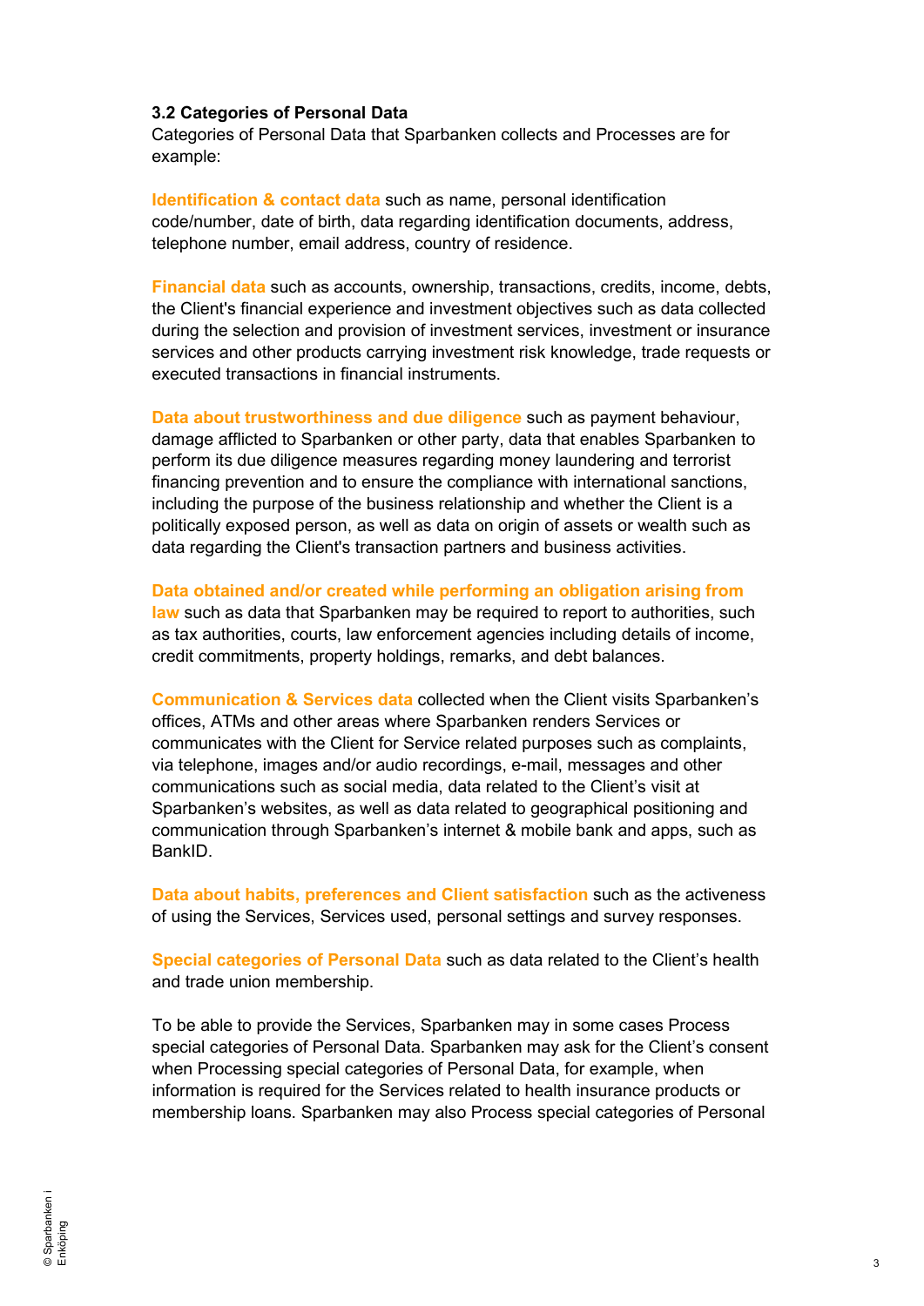### 3.2 Categories of Personal Data

Categories of Personal Data that Sparbanken collects and Processes are for example:

**Identification & contact data** such as name, personal identification code/number, date of birth, data regarding identification documents, address, telephone number, email address, country of residence.

**Financial data** such as accounts, ownership, transactions, credits, income, debts, the Client's financial experience and investment objectives such as data collected during the selection and provision of investment services, investment or insurance services and other products carrying investment risk knowledge, trade requests or executed transactions in financial instruments.

**Data about trustworthiness and due diligence** such as payment behaviour, damage afflicted to Sparbanken or other party, data that enables Sparbanken to perform its due diligence measures regarding money laundering and terrorist financing prevention and to ensure the compliance with international sanctions, including the purpose of the business relationship and whether the Client is a politically exposed person, as well as data on origin of assets or wealth such as data regarding the Client's transaction partners and business activities.

**Data obtained and/or created while performing an obligation arising from law** such as data that Sparbanken may be required to report to authorities, such as tax authorities, courts, law enforcement agencies including details of income, credit commitments, property holdings, remarks, and debt balances.

**Communication & Services data** collected when the Client visits Sparbanken's offices, ATMs and other areas where Sparbanken renders Services or communicates with the Client for Service related purposes such as complaints, via telephone, images and/or audio recordings, e-mail, messages and other communications such as social media, data related to the Client's visit at Sparbanken's websites, as well as data related to geographical positioning and communication through Sparbanken's internet & mobile bank and apps, such as BankID.

**Data about habits, preferences and Client satisfaction** such as the activeness of using the Services, Services used, personal settings and survey responses.

**Special categories of Personal Data** such as data related to the Client's health and trade union membership.

To be able to provide the Services, Sparbanken may in some cases Process special categories of Personal Data. Sparbanken may ask for the Client's consent when Processing special categories of Personal Data, for example, when information is required for the Services related to health insurance products or membership loans. Sparbanken may also Process special categories of Personal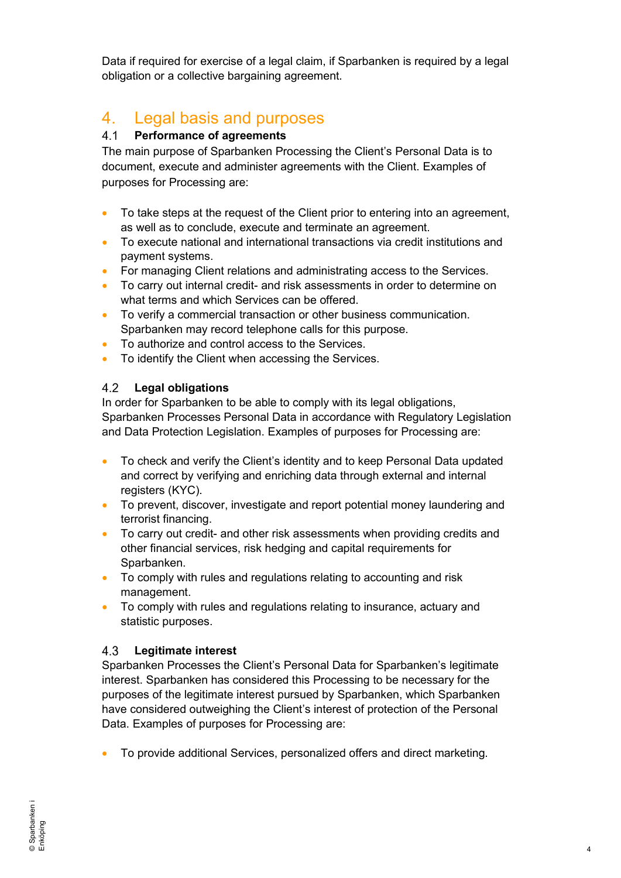Data if required for exercise of a legal claim, if Sparbanken is required by a legal obligation or a collective bargaining agreement.

# 4. Legal basis and purposes

## 4.1 Performance of agreements

The main purpose of Sparbanken Processing the Client's Personal Data is to document, execute and administer agreements with the Client. Examples of purposes for Processing are:

- To take steps at the request of the Client prior to entering into an agreement, as well as to conclude, execute and terminate an agreement.
- To execute national and international transactions via credit institutions and payment systems.
- For managing Client relations and administrating access to the Services.
- To carry out internal credit- and risk assessments in order to determine on what terms and which Services can be offered.
- To verify a commercial transaction or other business communication. Sparbanken may record telephone calls for this purpose.
- To authorize and control access to the Services.
- To identify the Client when accessing the Services.

## 4.2 Legal obligations

In order for Sparbanken to be able to comply with its legal obligations, Sparbanken Processes Personal Data in accordance with Regulatory Legislation and Data Protection Legislation. Examples of purposes for Processing are:

- To check and verify the Client's identity and to keep Personal Data updated and correct by verifying and enriching data through external and internal registers (KYC).
- To prevent, discover, investigate and report potential money laundering and terrorist financing.
- To carry out credit- and other risk assessments when providing credits and other financial services, risk hedging and capital requirements for Sparbanken.
- To comply with rules and regulations relating to accounting and risk management.
- To comply with rules and regulations relating to insurance, actuary and statistic purposes.

## 4.3 Legitimate interest

Sparbanken Processes the Client's Personal Data for Sparbanken's legitimate interest. Sparbanken has considered this Processing to be necessary for the purposes of the legitimate interest pursued by Sparbanken, which Sparbanken have considered outweighing the Client's interest of protection of the Personal Data. Examples of purposes for Processing are:

- To provide additional Services, personalized offers and direct marketing.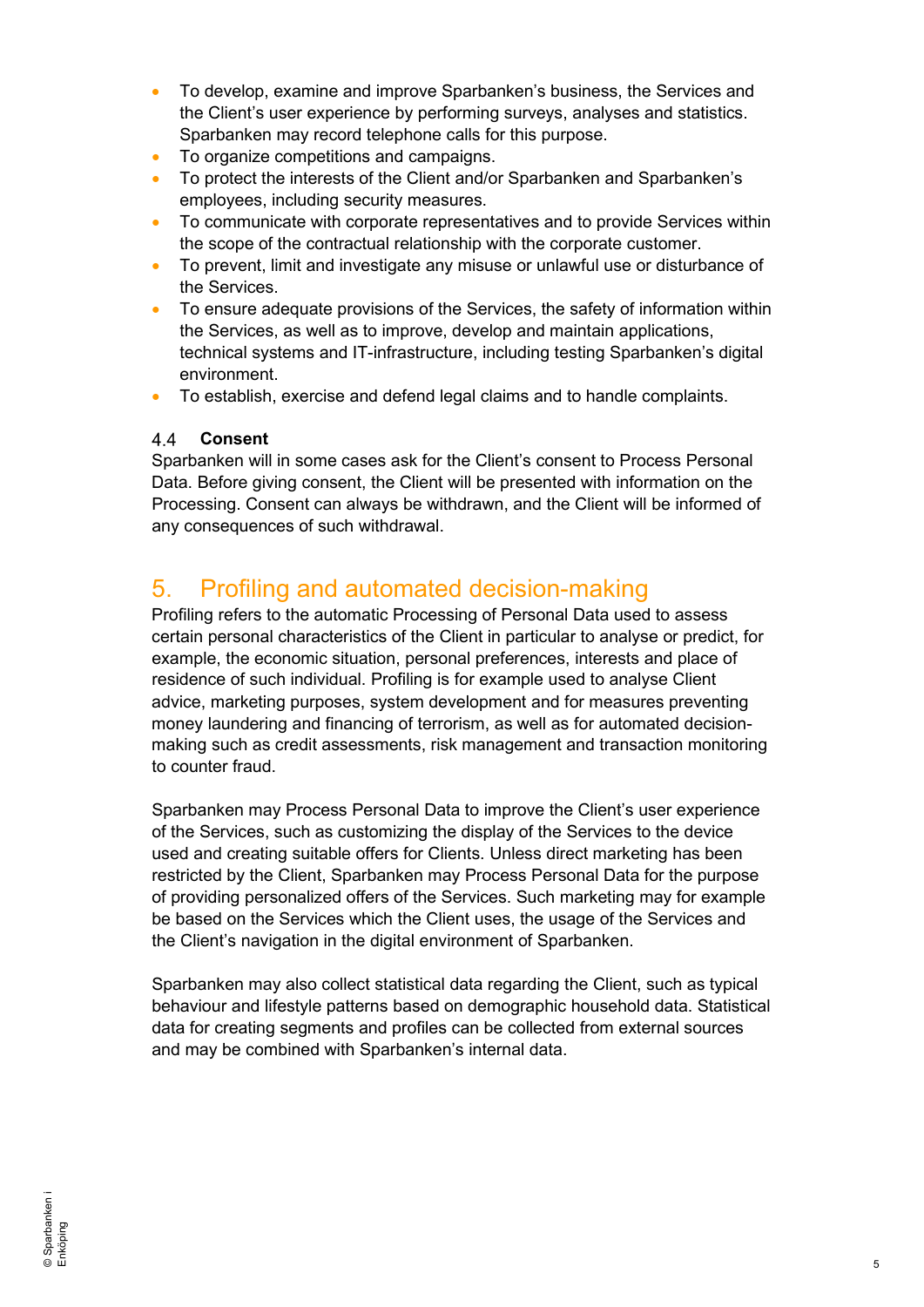- To develop, examine and improve Sparbanken's business, the Services and the Client's user experience by performing surveys, analyses and statistics. Sparbanken may record telephone calls for this purpose.
- To organize competitions and campaigns.
- To protect the interests of the Client and/or Sparbanken and Sparbanken's employees, including security measures.
- To communicate with corporate representatives and to provide Services within the scope of the contractual relationship with the corporate customer.
- To prevent, limit and investigate any misuse or unlawful use or disturbance of the Services.
- To ensure adequate provisions of the Services, the safety of information within the Services, as well as to improve, develop and maintain applications, technical systems and IT-infrastructure, including testing Sparbanken's digital environment.
- To establish, exercise and defend legal claims and to handle complaints.

### 4.4 Consent

Sparbanken will in some cases ask for the Client's consent to Process Personal Data. Before giving consent, the Client will be presented with information on the Processing. Consent can always be withdrawn, and the Client will be informed of any consequences of such withdrawal.

## 5. Profiling and automated decision-making

Profiling refers to the automatic Processing of Personal Data used to assess certain personal characteristics of the Client in particular to analyse or predict, for example, the economic situation, personal preferences, interests and place of residence of such individual. Profiling is for example used to analyse Client advice, marketing purposes, system development and for measures preventing money laundering and financing of terrorism, as well as for automated decision-making such as credit assessments, risk management and transaction monitoring to counter fraud.

Sparbanken may Process Personal Data to improve the Client's user experience of the Services, such as customizing the display of the Services to the device used and creating suitable offers for Clients. Unless direct marketing has been restricted by the Client, Sparbanken may Process Personal Data for the purpose of providing personalized offers of the Services. Such marketing may for example be based on the Services which the Client uses, the usage of the Services and the Client's navigation in the digital environment of Sparbanken.

Sparbanken may also collect statistical data regarding the Client, such as typical behaviour and lifestyle patterns based on demographic household data. Statistical data for creating segments and profiles can be collected from external sources and may be combined with Sparbanken's internal data.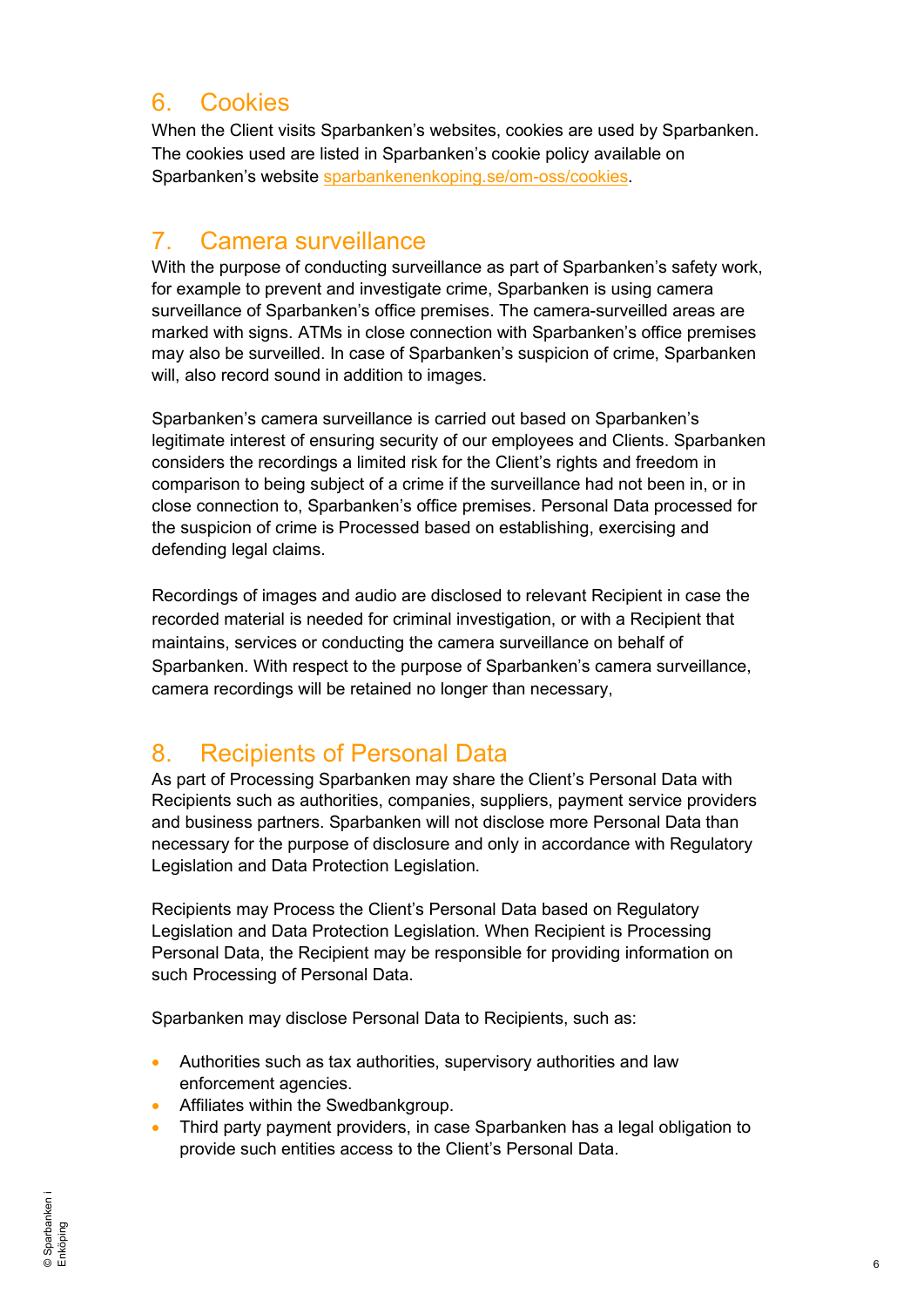## 6. Cookies

When the Client visits Sparbanken's websites, cookies are used by Sparbanken. The cookies used are listed in Sparbanken's cookie policy available on Sparbanken's website [sparbankenenkoping.se/om-oss/cookies](sparbankenenkoping.se/om-oss/cookies).

## 7. Camera surveillance

With the purpose of conducting surveillance as part of Sparbanken's safety work, for example to prevent and investigate crime, Sparbanken is using camera surveillance of Sparbanken's office premises. The camera-surveilled areas are marked with signs. ATMs in close connection with Sparbanken's office premises may also be surveilled. In case of Sparbanken's suspicion of crime, Sparbanken will, also record sound in addition to images.

Sparbanken's camera surveillance is carried out based on Sparbanken's legitimate interest of ensuring security of our employees and Clients. Sparbanken considers the recordings a limited risk for the Client's rights and freedom in comparison to being subject of a crime if the surveillance had not been in, or in close connection to, Sparbanken's office premises. Personal Data processed for the suspicion of crime is Processed based on establishing, exercising and defending legal claims.

Recordings of images and audio are disclosed to relevant Recipient in case the recorded material is needed for criminal investigation, or with a Recipient that maintains, services or conducting the camera surveillance on behalf of Sparbanken. With respect to the purpose of Sparbanken's camera surveillance, camera recordings will be retained no longer than necessary,

## 8. Recipients of Personal Data

As part of Processing Sparbanken may share the Client's Personal Data with Recipients such as authorities, companies, suppliers, payment service providers and business partners. Sparbanken will not disclose more Personal Data than necessary for the purpose of disclosure and only in accordance with Regulatory Legislation and Data Protection Legislation.

Recipients may Process the Client's Personal Data based on Regulatory Legislation and Data Protection Legislation. When Recipient is Processing Personal Data, the Recipient may be responsible for providing information on such Processing of Personal Data.

Sparbanken may disclose Personal Data to Recipients, such as:

- Authorities such as tax authorities, supervisory authorities and law enforcement agencies.
- Affiliates within the Swedbankgroup.
- Third party payment providers, in case Sparbanken has a legal obligation to provide such entities access to the Client's Personal Data.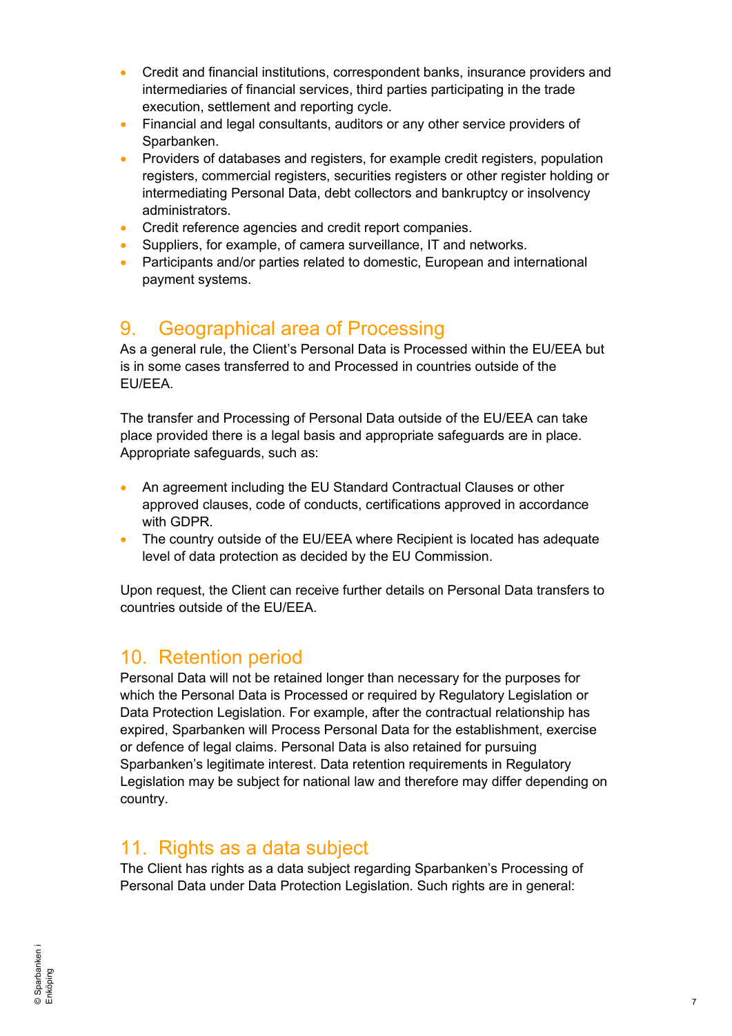- Credit and financial institutions, correspondent banks, insurance providers and intermediaries of financial services, third parties participating in the trade execution, settlement and reporting cycle.
- Financial and legal consultants, auditors or any other service providers of Sparbanken.
- Providers of databases and registers, for example credit registers, population registers, commercial registers, securities registers or other register holding or intermediating Personal Data, debt collectors and bankruptcy or insolvency administrators.
- Credit reference agencies and credit report companies.
- Suppliers, for example, of camera surveillance, IT and networks.
- Participants and/or parties related to domestic, European and international payment systems.

## 9. Geographical area of Processing

As a general rule, the Client's Personal Data is Processed within the EU/EEA but is in some cases transferred to and Processed in countries outside of the EU/EEA.

The transfer and Processing of Personal Data outside of the EU/EEA can take place provided there is a legal basis and appropriate safeguards are in place. Appropriate safeguards, such as:

- An agreement including the EU Standard Contractual Clauses or other approved clauses, code of conducts, certifications approved in accordance with GDPR.
- The country outside of the EU/EEA where Recipient is located has adequate level of data protection as decided by the EU Commission.

Upon request, the Client can receive further details on Personal Data transfers to countries outside of the EU/EEA.

## 10. Retention period

Personal Data will not be retained longer than necessary for the purposes for which the Personal Data is Processed or required by Regulatory Legislation or Data Protection Legislation. For example, after the contractual relationship has expired, Sparbanken will Process Personal Data for the establishment, exercise or defence of legal claims. Personal Data is also retained for pursuing Sparbanken's legitimate interest. Data retention requirements in Regulatory Legislation may be subject for national law and therefore may differ depending on country.

## 11. Rights as a data subject

The Client has rights as a data subject regarding Sparbanken's Processing of Personal Data under Data Protection Legislation. Such rights are in general: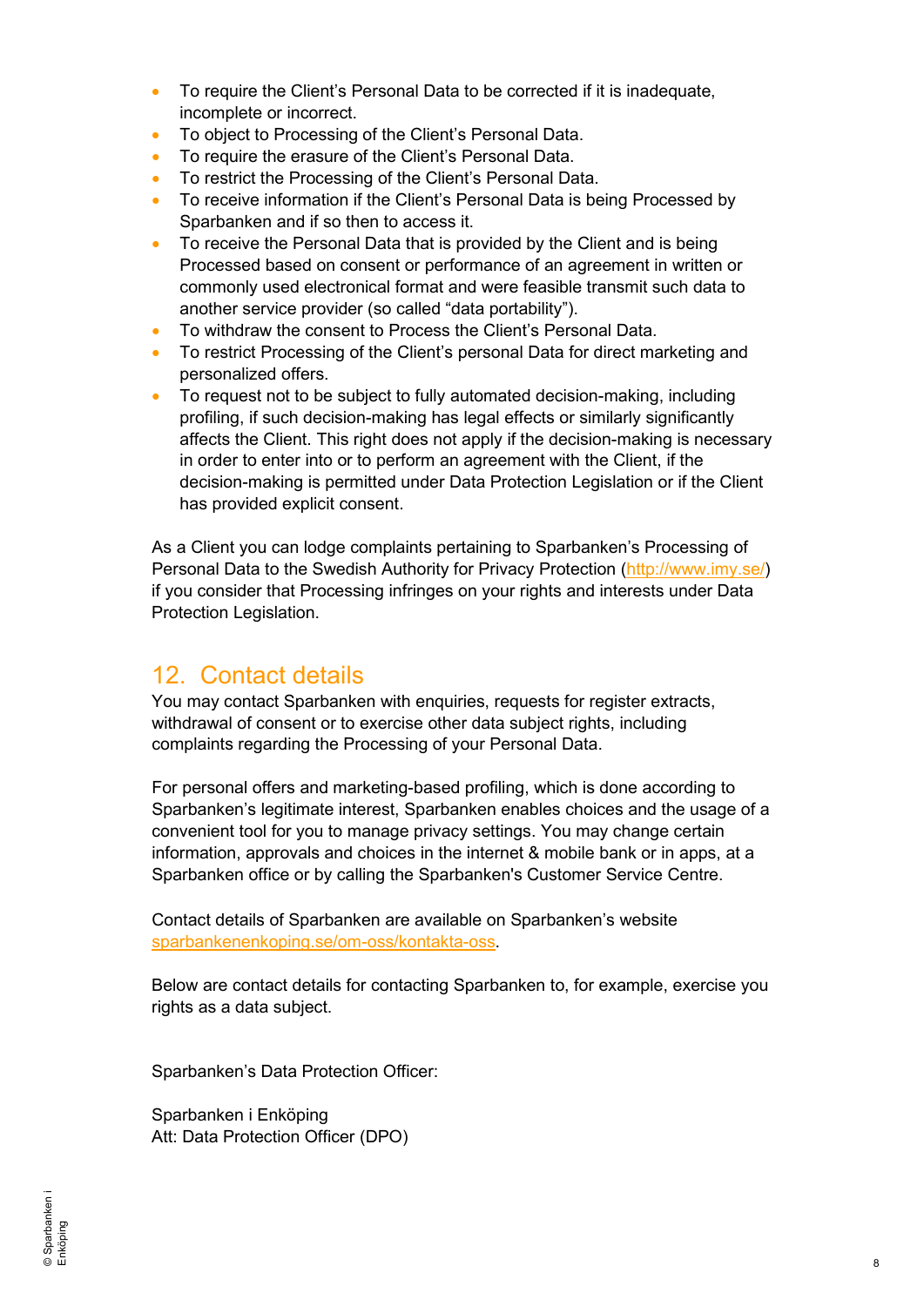- To require the Client's Personal Data to be corrected if it is inadequate, incomplete or incorrect.
- To object to Processing of the Client's Personal Data.
- To require the erasure of the Client's Personal Data.
- To restrict the Processing of the Client's Personal Data.
- To receive information if the Client's Personal Data is being Processed by Sparbanken and if so then to access it.
- To receive the Personal Data that is provided by the Client and is being Processed based on consent or performance of an agreement in written or commonly used electronical format and were feasible transmit such data to another service provider (so called "data portability").
- To withdraw the consent to Process the Client's Personal Data.
- To restrict Processing of the Client's personal Data for direct marketing and personalized offers.
- To request not to be subject to fully automated decision-making, including profiling, if such decision-making has legal effects or similarly significantly affects the Client. This right does not apply if the decision-making is necessary in order to enter into or to perform an agreement with the Client, if the decision-making is permitted under Data Protection Legislation or if the Client has provided explicit consent.

As a Client you can lodge complaints pertaining to Sparbanken's Processing of Personal Data to the Swedish Authority for Privacy Protection (http://www.imy.se/) if you consider that Processing infringes on your rights and interests under Data Protection Legislation.

## 12. Contact details

You may contact Sparbanken with enquiries, requests for register extracts, withdrawal of consent or to exercise other data subject rights, including complaints regarding the Processing of your Personal Data.

For personal offers and marketing-based profiling, which is done according to Sparbanken's legitimate interest, Sparbanken enables choices and the usage of a convenient tool for you to manage privacy settings. You may change certain information, approvals and choices in the internet & mobile bank or in apps, at a Sparbanken office or by calling the Sparbanken's Customer Service Centre.

Contact details of Sparbanken are available on Sparbanken's website sparbankenenkoping.se/om-oss/kontakta-oss.

Below are contact details for contacting Sparbanken to, for example, exercise you rights as a data subject.

Sparbanken's Data Protection Officer:

Sparbanken i Enköping
Att: Data Protection Officer (DPO)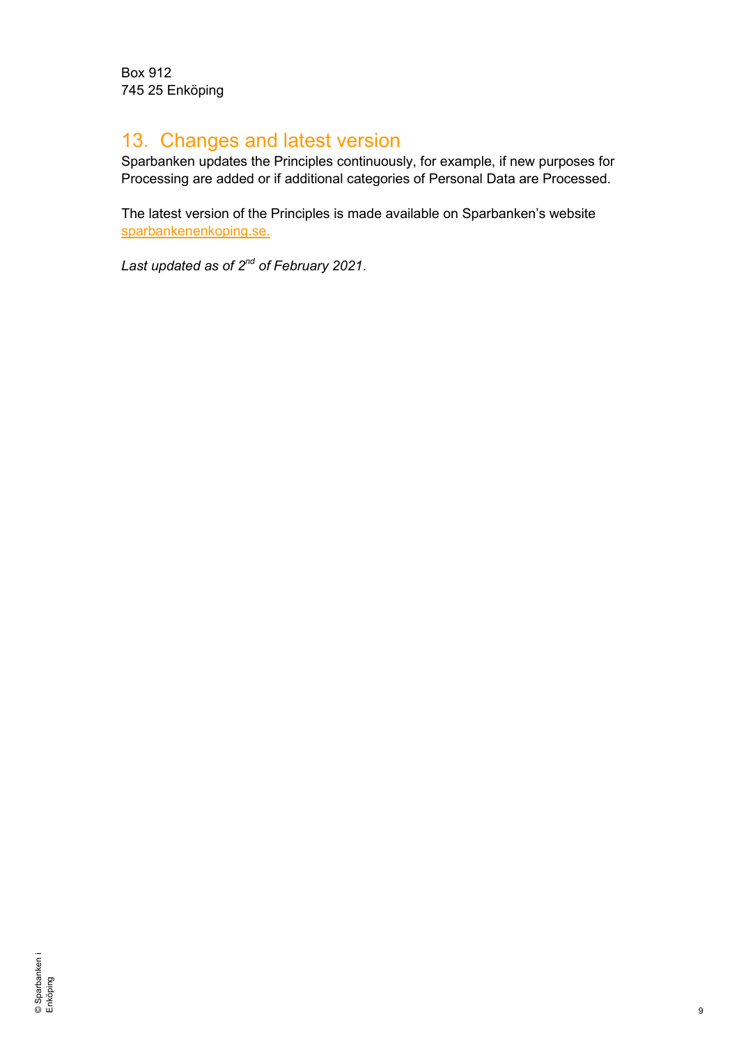Box 912
745 25 Enköping

## 13. Changes and latest version

Sparbanken updates the Principles continuously, for example, if new purposes for Processing are added or if additional categories of Personal Data are Processed.

The latest version of the Principles is made available on Sparbanken's website sparbankenenkoping.se.

*Last updated as of 2nd of February 2021*.